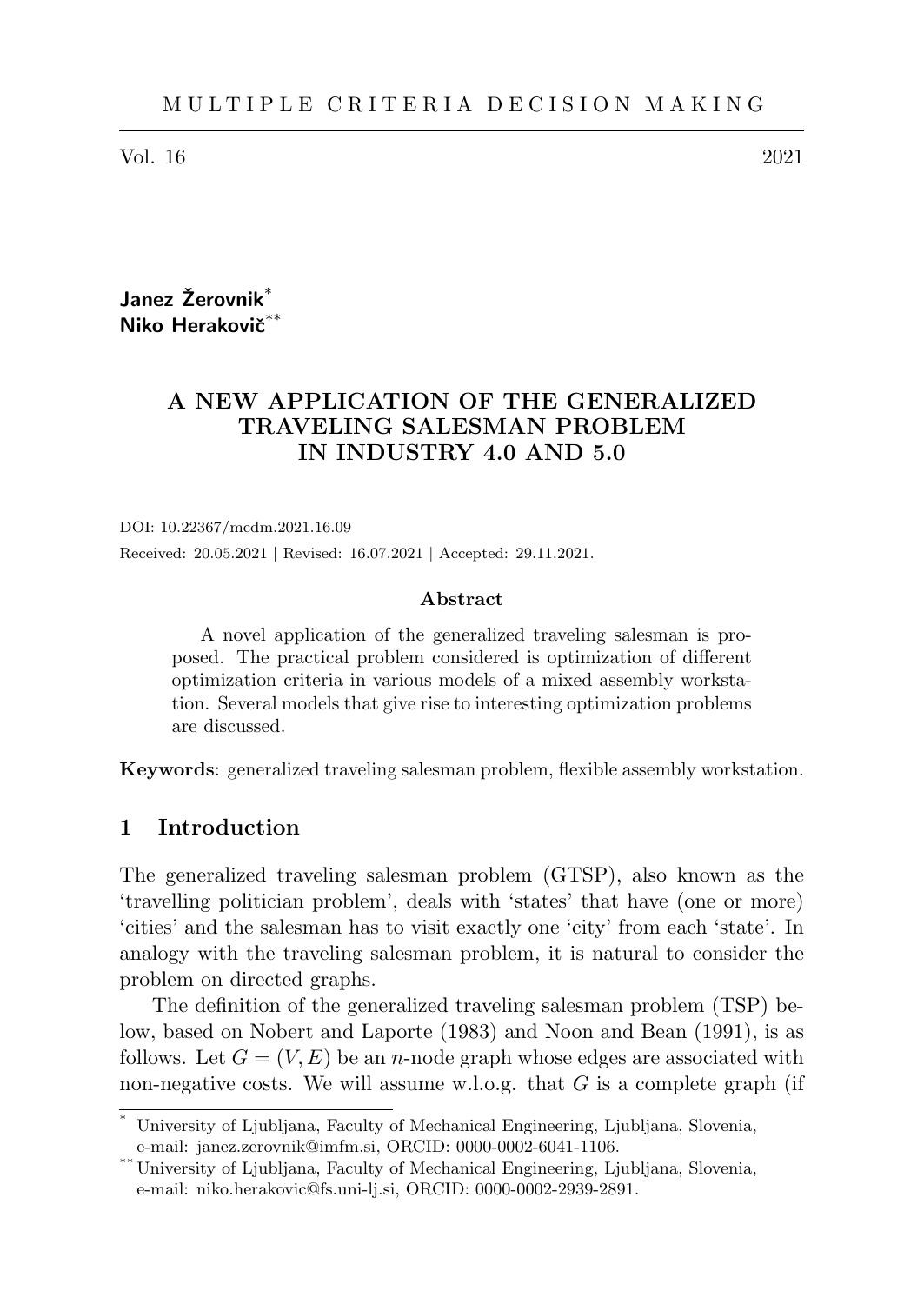Janez Žerovnik[*]
Niko Herakovič[**]

# A NEW APPLICATION OF THE GENERALIZED TRAVELING SALESMAN PROBLEM IN INDUSTRY 4.0 AND 5.0

DOI: 10.22367/mcdm.2021.16.09

Received: 20.05.2021 | Revised: 16.07.2021 | Accepted: 29.11.2021.

### Abstract

A novel application of the generalized traveling salesman is proposed. The practical problem considered is optimization of different optimization criteria in various models of a mixed assembly workstation. Several models that give rise to interesting optimization problems are discussed.

**Keywords**: generalized traveling salesman problem, flexible assembly workstation.

## 1 Introduction

The generalized traveling salesman problem (GTSP), also known as the 'travelling politician problem', deals with 'states' that have (one or more) 'cities' and the salesman has to visit exactly one 'city' from each 'state'. In analogy with the traveling salesman problem, it is natural to consider the problem on directed graphs.

The definition of the generalized traveling salesman problem (TSP) below, based on Nobert and Laporte (1983) and Noon and Bean (1991), is as follows. Let $G = (V, E)$ be an $n$-node graph whose edges are associated with non-negative costs. We will assume w.l.o.g. that $G$ is a complete graph (if

[*] University of Ljubljana, Faculty of Mechanical Engineering, Ljubljana, Slovenia, e-mail: janez.zerovnik@imfm.si, ORCID: 0000-0002-6041-1106.

[**] University of Ljubljana, Faculty of Mechanical Engineering, Ljubljana, Slovenia, e-mail: niko.herakovic@fs.uni-lj.si, ORCID: 0000-0002-2939-2891.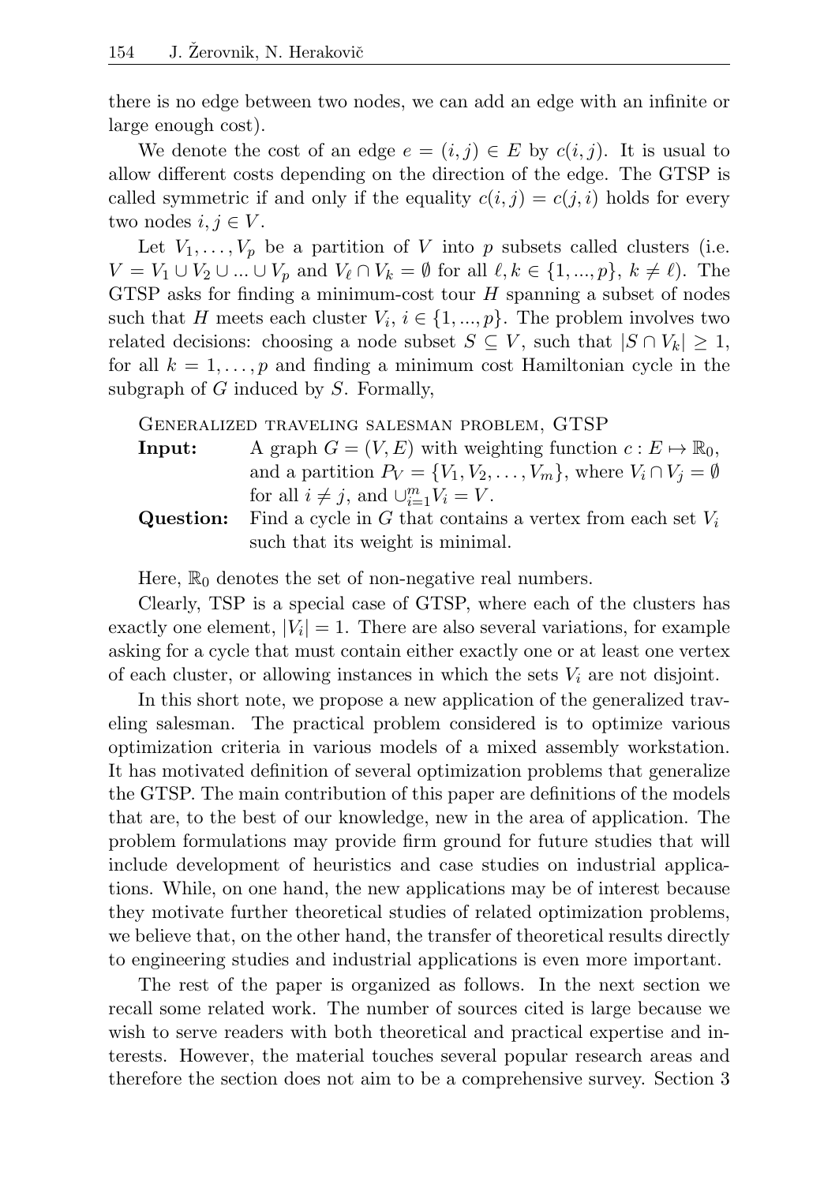there is no edge between two nodes, we can add an edge with an infinite or large enough cost).

We denote the cost of an edge $e = (i, j) \in E$ by $c(i, j)$. It is usual to allow different costs depending on the direction of the edge. The GTSP is called symmetric if and only if the equality $c(i, j) = c(j, i)$ holds for every two nodes $i, j \in V$.

Let $V_1, \dots, V_p$ be a partition of $V$ into $p$ subsets called clusters (i.e. $V = V_1 \cup V_2 \cup \dots \cup V_p$ and $V_\ell \cap V_k = \emptyset$ for all $\ell, k \in \{1, \dots, p\}$, $k \neq \ell$). The GTSP asks for finding a minimum-cost tour $H$ spanning a subset of nodes such that $H$ meets each cluster $V_i$, $i \in \{1, \dots, p\}$. The problem involves two related decisions: choosing a node subset $S \subseteq V$, such that $|S \cap V_k| \geq 1$, for all $k = 1, \dots, p$ and finding a minimum cost Hamiltonian cycle in the subgraph of $G$ induced by $S$. Formally,

Generalized traveling salesman problem, GTSP

**Input:** A graph $G = (V, E)$ with weighting function $c : E \mapsto \mathbb{R}_0$, and a partition $P_V = \{V_1, V_2, \dots, V_m\}$, where $V_i \cap V_j = \emptyset$ for all $i \neq j$, and $\cup_{i=1}^{m} V_i = V$.

**Question:** Find a cycle in $G$ that contains a vertex from each set $V_i$ such that its weight is minimal.

Here, $\mathbb{R}_0$ denotes the set of non-negative real numbers.

Clearly, TSP is a special case of GTSP, where each of the clusters has exactly one element, $|V_i| = 1$. There are also several variations, for example asking for a cycle that must contain either exactly one or at least one vertex of each cluster, or allowing instances in which the sets $V_i$ are not disjoint.

In this short note, we propose a new application of the generalized traveling salesman. The practical problem considered is to optimize various optimization criteria in various models of a mixed assembly workstation. It has motivated definition of several optimization problems that generalize the GTSP. The main contribution of this paper are definitions of the models that are, to the best of our knowledge, new in the area of application. The problem formulations may provide firm ground for future studies that will include development of heuristics and case studies on industrial applications. While, on one hand, the new applications may be of interest because they motivate further theoretical studies of related optimization problems, we believe that, on the other hand, the transfer of theoretical results directly to engineering studies and industrial applications is even more important.

The rest of the paper is organized as follows. In the next section we recall some related work. The number of sources cited is large because we wish to serve readers with both theoretical and practical expertise and interests. However, the material touches several popular research areas and therefore the section does not aim to be a comprehensive survey. Section 3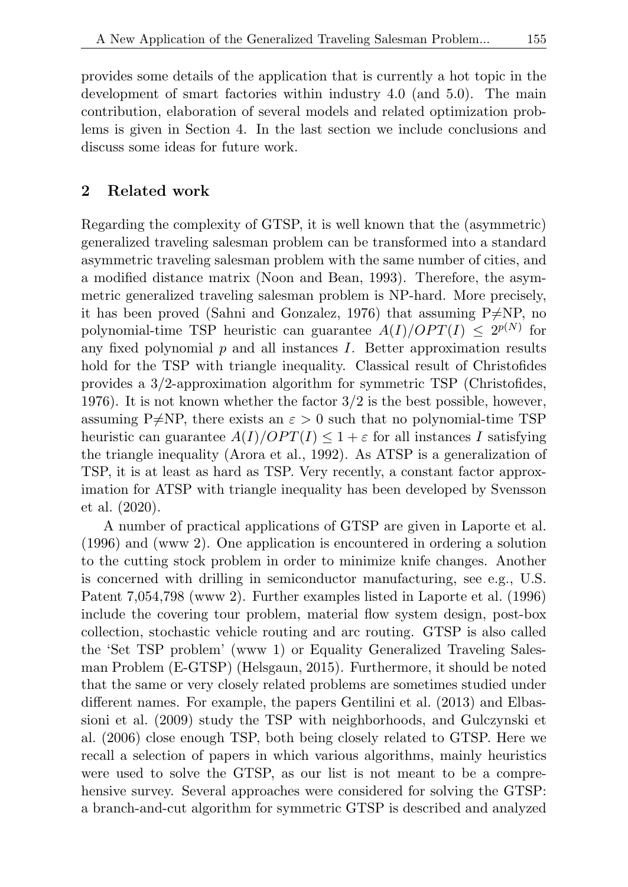provides some details of the application that is currently a hot topic in the development of smart factories within industry 4.0 (and 5.0). The main contribution, elaboration of several models and related optimization problems is given in Section 4. In the last section we include conclusions and discuss some ideas for future work.

## 2 Related work

Regarding the complexity of GTSP, it is well known that the (asymmetric) generalized traveling salesman problem can be transformed into a standard asymmetric traveling salesman problem with the same number of cities, and a modified distance matrix (Noon and Bean, 1993). Therefore, the asymmetric generalized traveling salesman problem is NP-hard. More precisely, it has been proved (Sahni and Gonzalez, 1976) that assuming P$\neq$NP, no polynomial-time TSP heuristic can guarantee $A(I)/OPT(I) \leq 2^{p(N)}$ for any fixed polynomial $p$ and all instances $I$. Better approximation results hold for the TSP with triangle inequality. Classical result of Christofides provides a 3/2-approximation algorithm for symmetric TSP (Christofides, 1976). It is not known whether the factor 3/2 is the best possible, however, assuming P$\neq$NP, there exists an $\varepsilon > 0$ such that no polynomial-time TSP heuristic can guarantee $A(I)/OPT(I) \leq 1 + \varepsilon$ for all instances $I$ satisfying the triangle inequality (Arora et al., 1992). As ATSP is a generalization of TSP, it is at least as hard as TSP. Very recently, a constant factor approximation for ATSP with triangle inequality has been developed by Svensson et al. (2020).

A number of practical applications of GTSP are given in Laporte et al. (1996) and (www 2). One application is encountered in ordering a solution to the cutting stock problem in order to minimize knife changes. Another is concerned with drilling in semiconductor manufacturing, see e.g., U.S. Patent 7,054,798 (www 2). Further examples listed in Laporte et al. (1996) include the covering tour problem, material flow system design, post-box collection, stochastic vehicle routing and arc routing. GTSP is also called the 'Set TSP problem' (www 1) or Equality Generalized Traveling Salesman Problem (E-GTSP) (Helsgaun, 2015). Furthermore, it should be noted that the same or very closely related problems are sometimes studied under different names. For example, the papers Gentilini et al. (2013) and Elbassioni et al. (2009) study the TSP with neighborhoods, and Gulczynski et al. (2006) close enough TSP, both being closely related to GTSP. Here we recall a selection of papers in which various algorithms, mainly heuristics were used to solve the GTSP, as our list is not meant to be a comprehensive survey. Several approaches were considered for solving the GTSP: a branch-and-cut algorithm for symmetric GTSP is described and analyzed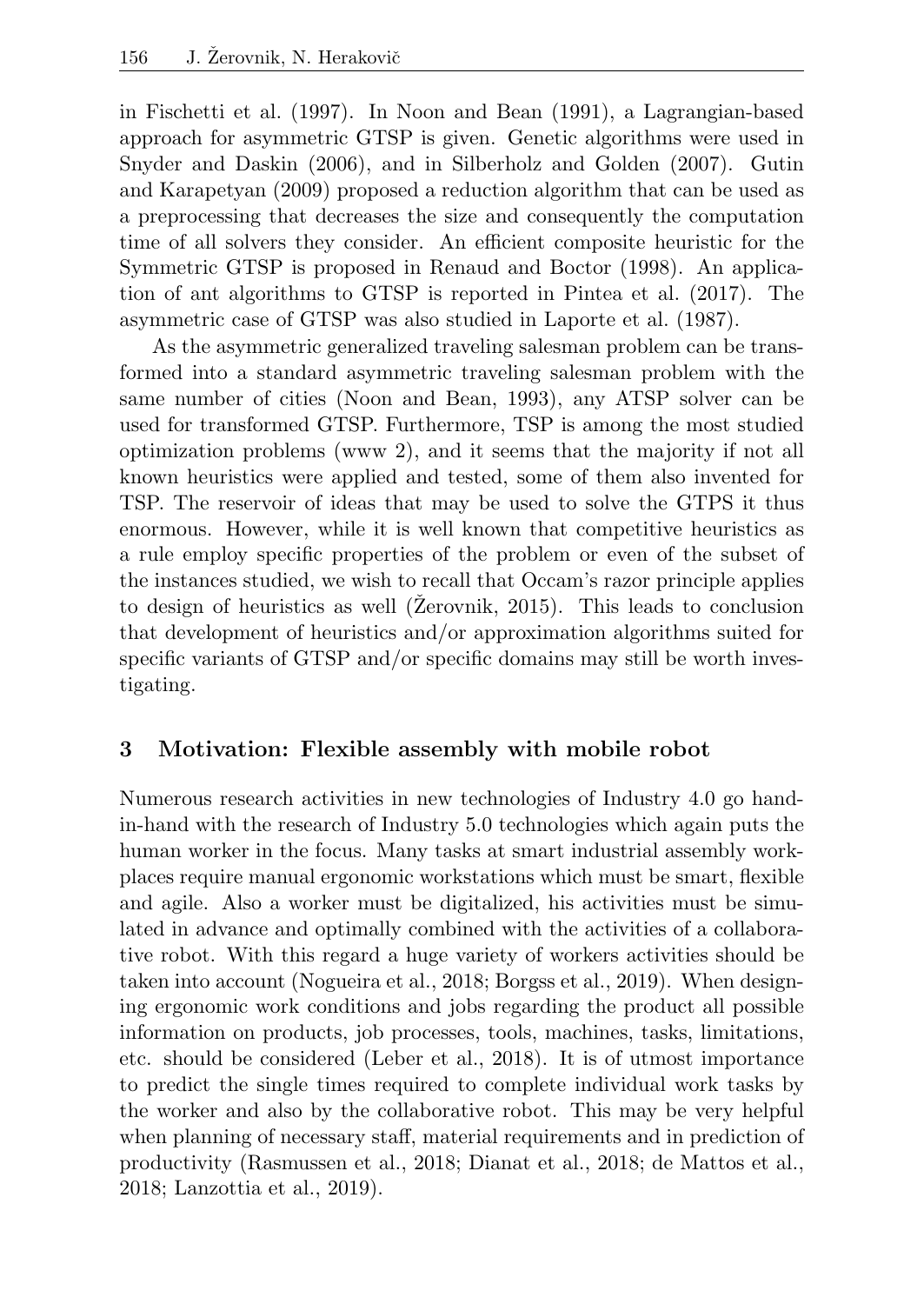in Fischetti et al. (1997). In Noon and Bean (1991), a Lagrangian-based approach for asymmetric GTSP is given. Genetic algorithms were used in Snyder and Daskin (2006), and in Silberholz and Golden (2007). Gutin and Karapetyan (2009) proposed a reduction algorithm that can be used as a preprocessing that decreases the size and consequently the computation time of all solvers they consider. An efficient composite heuristic for the Symmetric GTSP is proposed in Renaud and Boctor (1998). An application of ant algorithms to GTSP is reported in Pintea et al. (2017). The asymmetric case of GTSP was also studied in Laporte et al. (1987).

As the asymmetric generalized traveling salesman problem can be transformed into a standard asymmetric traveling salesman problem with the same number of cities (Noon and Bean, 1993), any ATSP solver can be used for transformed GTSP. Furthermore, TSP is among the most studied optimization problems (www 2), and it seems that the majority if not all known heuristics were applied and tested, some of them also invented for TSP. The reservoir of ideas that may be used to solve the GTPS it thus enormous. However, while it is well known that competitive heuristics as a rule employ specific properties of the problem or even of the subset of the instances studied, we wish to recall that Occam's razor principle applies to design of heuristics as well (Žerovnik, 2015). This leads to conclusion that development of heuristics and/or approximation algorithms suited for specific variants of GTSP and/or specific domains may still be worth investigating.

## 3 Motivation: Flexible assembly with mobile robot

Numerous research activities in new technologies of Industry 4.0 go hand-in-hand with the research of Industry 5.0 technologies which again puts the human worker in the focus. Many tasks at smart industrial assembly workplaces require manual ergonomic workstations which must be smart, flexible and agile. Also a worker must be digitalized, his activities must be simulated in advance and optimally combined with the activities of a collaborative robot. With this regard a huge variety of workers activities should be taken into account (Nogueira et al., 2018; Borgss et al., 2019). When designing ergonomic work conditions and jobs regarding the product all possible information on products, job processes, tools, machines, tasks, limitations, etc. should be considered (Leber et al., 2018). It is of utmost importance to predict the single times required to complete individual work tasks by the worker and also by the collaborative robot. This may be very helpful when planning of necessary staff, material requirements and in prediction of productivity (Rasmussen et al., 2018; Dianat et al., 2018; de Mattos et al., 2018; Lanzottia et al., 2019).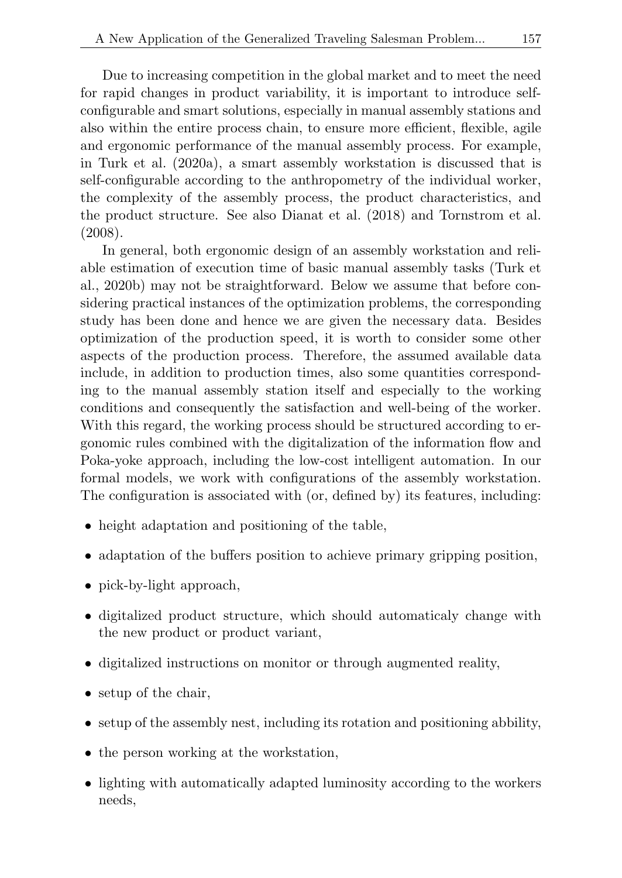Due to increasing competition in the global market and to meet the need for rapid changes in product variability, it is important to introduce self-configurable and smart solutions, especially in manual assembly stations and also within the entire process chain, to ensure more efficient, flexible, agile and ergonomic performance of the manual assembly process. For example, in Turk et al. (2020a), a smart assembly workstation is discussed that is self-configurable according to the anthropometry of the individual worker, the complexity of the assembly process, the product characteristics, and the product structure. See also Dianat et al. (2018) and Tornstrom et al. (2008).

In general, both ergonomic design of an assembly workstation and reliable estimation of execution time of basic manual assembly tasks (Turk et al., 2020b) may not be straightforward. Below we assume that before considering practical instances of the optimization problems, the corresponding study has been done and hence we are given the necessary data. Besides optimization of the production speed, it is worth to consider some other aspects of the production process. Therefore, the assumed available data include, in addition to production times, also some quantities corresponding to the manual assembly station itself and especially to the working conditions and consequently the satisfaction and well-being of the worker. With this regard, the working process should be structured according to ergonomic rules combined with the digitalization of the information flow and Poka-yoke approach, including the low-cost intelligent automation. In our formal models, we work with configurations of the assembly workstation. The configuration is associated with (or, defined by) its features, including:

- height adaptation and positioning of the table,
- adaptation of the buffers position to achieve primary gripping position,
- pick-by-light approach,
- digitalized product structure, which should automaticaly change with the new product or product variant,
- digitalized instructions on monitor or through augmented reality,
- setup of the chair,
- setup of the assembly nest, including its rotation and positioning abbility,
- the person working at the workstation,
- lighting with automatically adapted luminosity according to the workers needs,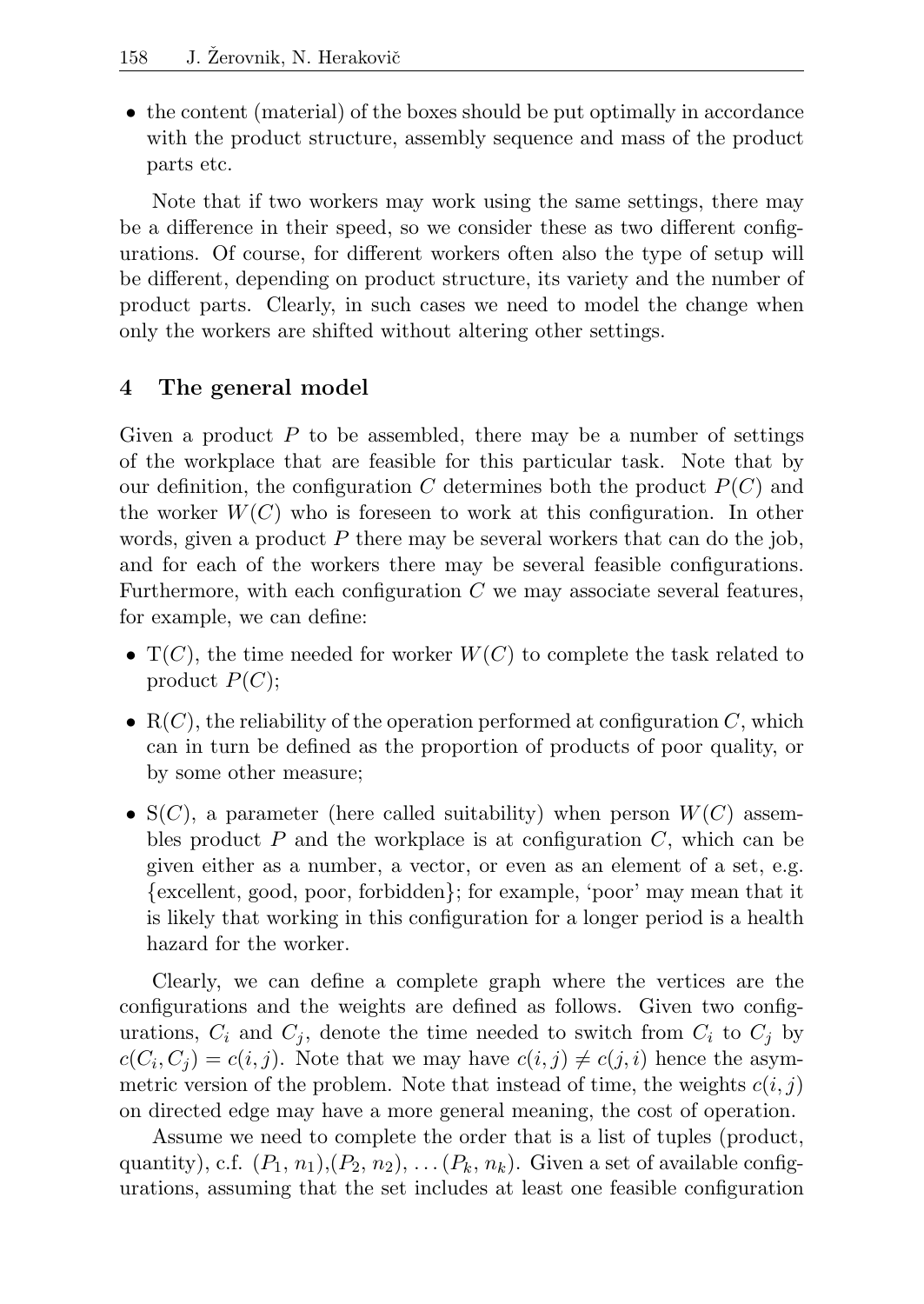- the content (material) of the boxes should be put optimally in accordance with the product structure, assembly sequence and mass of the product parts etc.

Note that if two workers may work using the same settings, there may be a difference in their speed, so we consider these as two different configurations. Of course, for different workers often also the type of setup will be different, depending on product structure, its variety and the number of product parts. Clearly, in such cases we need to model the change when only the workers are shifted without altering other settings.

## 4 The general model

Given a product $P$ to be assembled, there may be a number of settings of the workplace that are feasible for this particular task. Note that by our definition, the configuration $C$ determines both the product $P(C)$ and the worker $W(C)$ who is foreseen to work at this configuration. In other words, given a product $P$ there may be several workers that can do the job, and for each of the workers there may be several feasible configurations. Furthermore, with each configuration $C$ we may associate several features, for example, we can define:

- $\mathrm{T}(C)$, the time needed for worker $W(C)$ to complete the task related to product $P(C)$;
- $\mathrm{R}(C)$, the reliability of the operation performed at configuration $C$, which can in turn be defined as the proportion of products of poor quality, or by some other measure;
- $\mathrm{S}(C)$, a parameter (here called suitability) when person $W(C)$ assembles product $P$ and the workplace is at configuration $C$, which can be given either as a number, a vector, or even as an element of a set, e.g. {excellent, good, poor, forbidden}; for example, 'poor' may mean that it is likely that working in this configuration for a longer period is a health hazard for the worker.

Clearly, we can define a complete graph where the vertices are the configurations and the weights are defined as follows. Given two configurations, $C_i$ and $C_j$, denote the time needed to switch from $C_i$ to $C_j$ by $c(C_i, C_j) = c(i, j)$. Note that we may have $c(i, j) \neq c(j, i)$ hence the asymmetric version of the problem. Note that instead of time, the weights $c(i, j)$ on directed edge may have a more general meaning, the cost of operation.

Assume we need to complete the order that is a list of tuples (product, quantity), c.f. $(P_1, n_1)$,$(P_2, n_2)$, $\ldots (P_k, n_k)$. Given a set of available configurations, assuming that the set includes at least one feasible configuration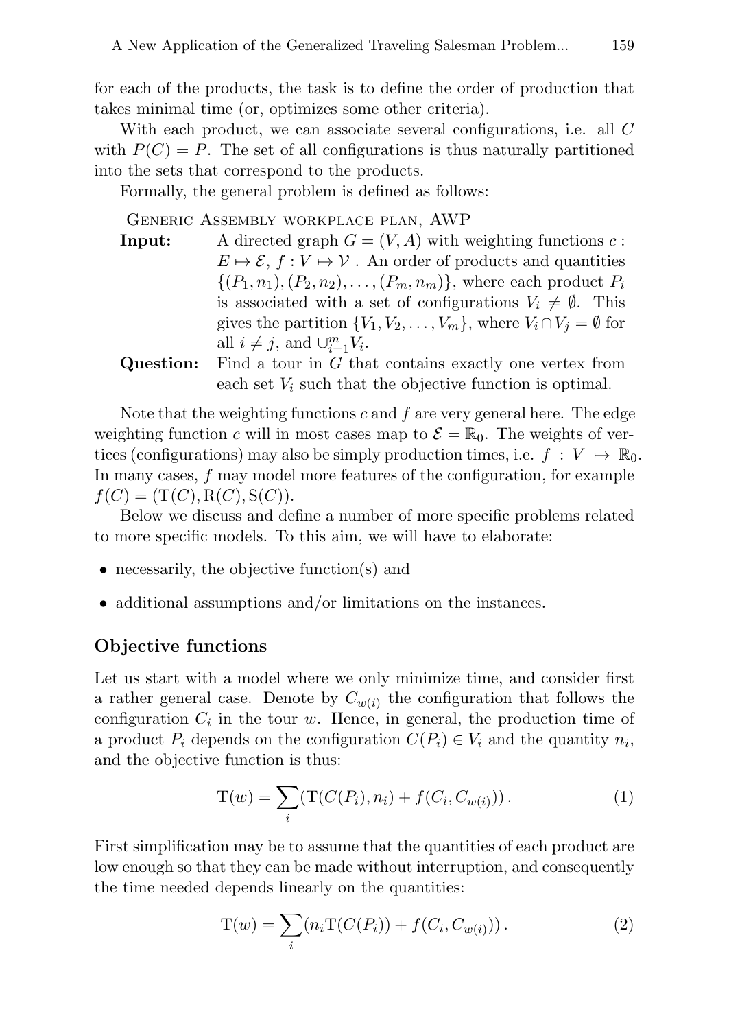for each of the products, the task is to define the order of production that takes minimal time (or, optimizes some other criteria).

With each product, we can associate several configurations, i.e. all $C$ with $P(C) = P$. The set of all configurations is thus naturally partitioned into the sets that correspond to the products.

Formally, the general problem is defined as follows:

Generic Assembly workplace plan, AWP

**Input:** A directed graph $G = (V, A)$ with weighting functions $c : E \mapsto \mathcal{E}$, $f : V \mapsto \mathcal{V}$ . An order of products and quantities $\{(P_1, n_1), (P_2, n_2), \ldots, (P_m, n_m)\}$, where each product $P_i$ is associated with a set of configurations $V_i \neq \emptyset$. This gives the partition $\{V_1, V_2, \ldots, V_m\}$, where $V_i \cap V_j = \emptyset$ for all $i \neq j$, and $\cup_{i=1}^{m} V_i$.

**Question:** Find a tour in $G$ that contains exactly one vertex from each set $V_i$ such that the objective function is optimal.

Note that the weighting functions $c$ and $f$ are very general here. The edge weighting function $c$ will in most cases map to $\mathcal{E} = \mathbb{R}_0$. The weights of vertices (configurations) may also be simply production times, i.e. $f : V \mapsto \mathbb{R}_0$. In many cases, $f$ may model more features of the configuration, for example $f(C) = (\mathrm{T}(C), \mathrm{R}(C), \mathrm{S}(C))$.

Below we discuss and define a number of more specific problems related to more specific models. To this aim, we will have to elaborate:

- necessarily, the objective function(s) and
- additional assumptions and/or limitations on the instances.

### Objective functions

Let us start with a model where we only minimize time, and consider first a rather general case. Denote by $C_{w(i)}$ the configuration that follows the configuration $C_i$ in the tour $w$. Hence, in general, the production time of a product $P_i$ depends on the configuration $C(P_i) \in V_i$ and the quantity $n_i$, and the objective function is thus:

$$\mathrm{T}(w) = \sum_i (\mathrm{T}(C(P_i), n_i) + f(C_i, C_{w(i)}))\,. \tag{1}$$

First simplification may be to assume that the quantities of each product are low enough so that they can be made without interruption, and consequently the time needed depends linearly on the quantities:

$$\mathrm{T}(w) = \sum_i (n_i \mathrm{T}(C(P_i)) + f(C_i, C_{w(i)}))\,. \tag{2}$$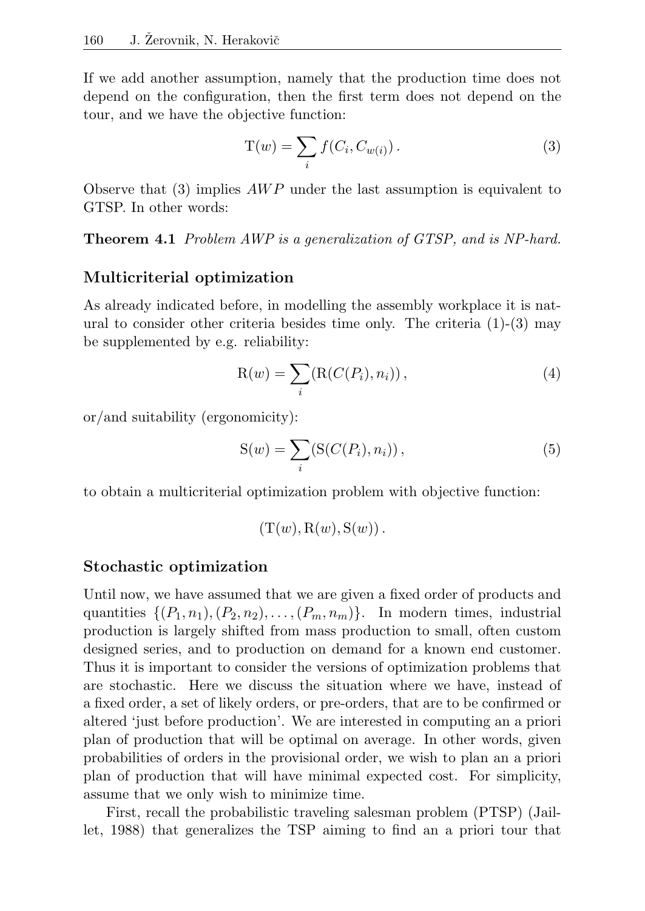If we add another assumption, namely that the production time does not depend on the configuration, then the first term does not depend on the tour, and we have the objective function:

$$\mathrm{T}(w) = \sum_i f(C_i, C_{w(i)})\,. \tag{3}$$

Observe that (3) implies $AWP$ under the last assumption is equivalent to GTSP. In other words:

**Theorem 4.1** *Problem AWP is a generalization of GTSP, and is NP-hard.*

### Multicriterial optimization

As already indicated before, in modelling the assembly workplace it is natural to consider other criteria besides time only. The criteria (1)-(3) may be supplemented by e.g. reliability:

$$\mathrm{R}(w) = \sum_i (\mathrm{R}(C(P_i), n_i))\,, \tag{4}$$

or/and suitability (ergonomicity):

$$\mathrm{S}(w) = \sum_i (\mathrm{S}(C(P_i), n_i))\,, \tag{5}$$

to obtain a multicriterial optimization problem with objective function:

$$(\mathrm{T}(w), \mathrm{R}(w), \mathrm{S}(w))\,.$$

### Stochastic optimization

Until now, we have assumed that we are given a fixed order of products and quantities $\{(P_1, n_1), (P_2, n_2), \ldots, (P_m, n_m)\}$. In modern times, industrial production is largely shifted from mass production to small, often custom designed series, and to production on demand for a known end customer. Thus it is important to consider the versions of optimization problems that are stochastic. Here we discuss the situation where we have, instead of a fixed order, a set of likely orders, or pre-orders, that are to be confirmed or altered 'just before production'. We are interested in computing an a priori plan of production that will be optimal on average. In other words, given probabilities of orders in the provisional order, we wish to plan an a priori plan of production that will have minimal expected cost. For simplicity, assume that we only wish to minimize time.

First, recall the probabilistic traveling salesman problem (PTSP) (Jaillet, 1988) that generalizes the TSP aiming to find an a priori tour that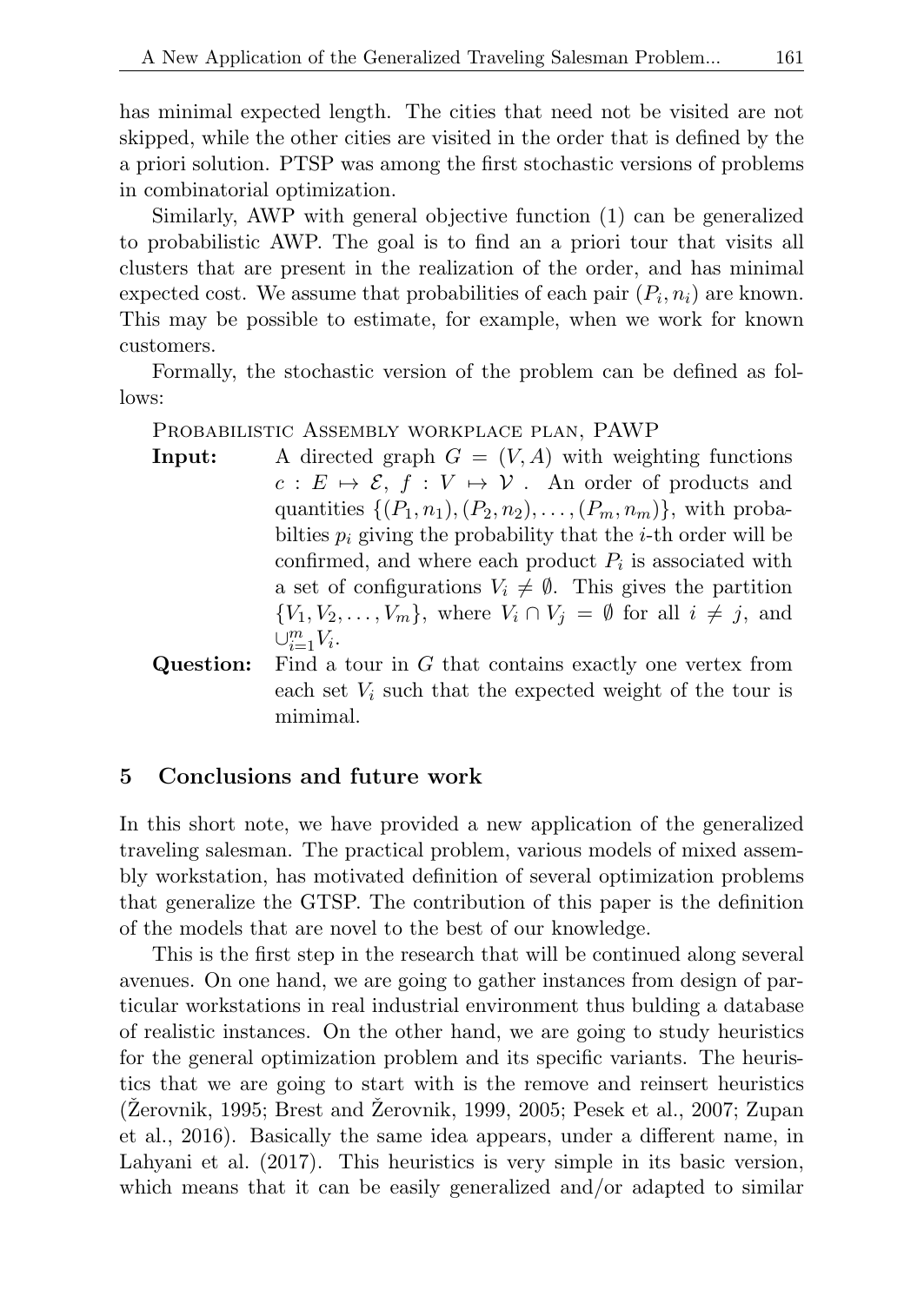has minimal expected length. The cities that need not be visited are not skipped, while the other cities are visited in the order that is defined by the a priori solution. PTSP was among the first stochastic versions of problems in combinatorial optimization.

Similarly, AWP with general objective function (1) can be generalized to probabilistic AWP. The goal is to find an a priori tour that visits all clusters that are present in the realization of the order, and has minimal expected cost. We assume that probabilities of each pair $(P_i, n_i)$ are known. This may be possible to estimate, for example, when we work for known customers.

Formally, the stochastic version of the problem can be defined as follows:

Probabilistic Assembly workplace plan, PAWP

**Input:** A directed graph $G = (V, A)$ with weighting functions $c : E \mapsto \mathcal{E}$, $f : V \mapsto \mathcal{V}$ . An order of products and quantities $\{(P_1, n_1), (P_2, n_2), \ldots, (P_m, n_m)\}$, with probabilties $p_i$ giving the probability that the $i$-th order will be confirmed, and where each product $P_i$ is associated with a set of configurations $V_i \neq \emptyset$. This gives the partition $\{V_1, V_2, \ldots, V_m\}$, where $V_i \cap V_j = \emptyset$ for all $i \neq j$, and $\cup_{i=1}^{m} V_i$.

**Question:** Find a tour in $G$ that contains exactly one vertex from each set $V_i$ such that the expected weight of the tour is mimimal.

## 5 Conclusions and future work

In this short note, we have provided a new application of the generalized traveling salesman. The practical problem, various models of mixed assembly workstation, has motivated definition of several optimization problems that generalize the GTSP. The contribution of this paper is the definition of the models that are novel to the best of our knowledge.

This is the first step in the research that will be continued along several avenues. On one hand, we are going to gather instances from design of particular workstations in real industrial environment thus bulding a database of realistic instances. On the other hand, we are going to study heuristics for the general optimization problem and its specific variants. The heuristics that we are going to start with is the remove and reinsert heuristics (Žerovnik, 1995; Brest and Žerovnik, 1999, 2005; Pesek et al., 2007; Zupan et al., 2016). Basically the same idea appears, under a different name, in Lahyani et al. (2017). This heuristics is very simple in its basic version, which means that it can be easily generalized and/or adapted to similar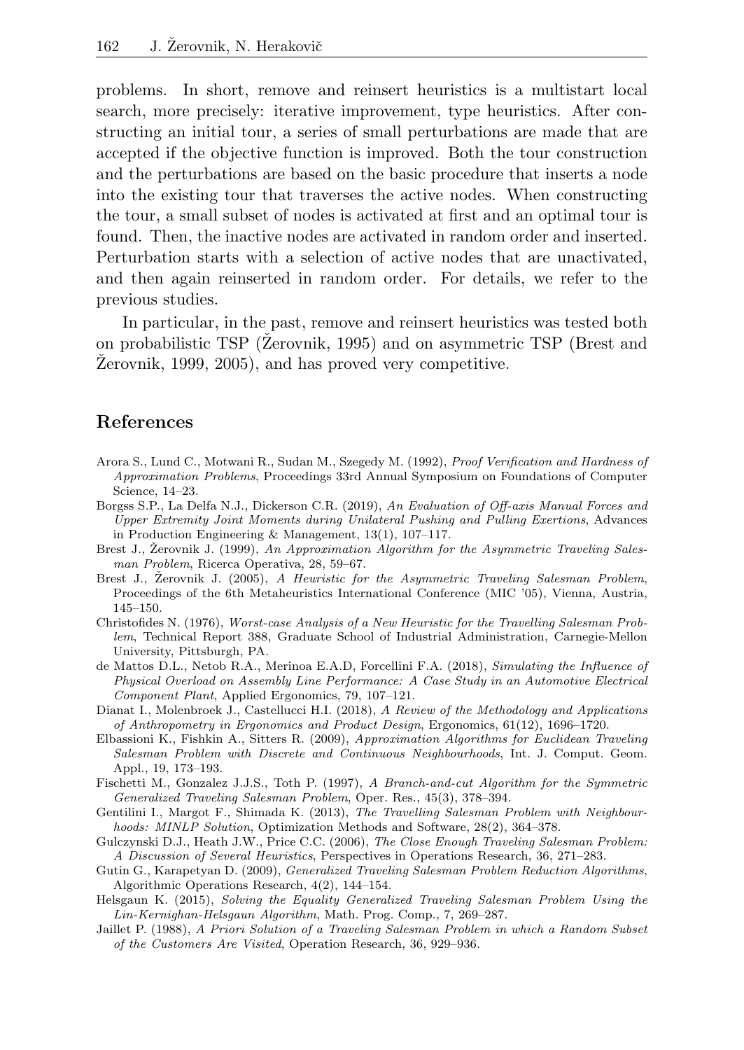problems. In short, remove and reinsert heuristics is a multistart local search, more precisely: iterative improvement, type heuristics. After constructing an initial tour, a series of small perturbations are made that are accepted if the objective function is improved. Both the tour construction and the perturbations are based on the basic procedure that inserts a node into the existing tour that traverses the active nodes. When constructing the tour, a small subset of nodes is activated at first and an optimal tour is found. Then, the inactive nodes are activated in random order and inserted. Perturbation starts with a selection of active nodes that are unactivated, and then again reinserted in random order. For details, we refer to the previous studies.

In particular, in the past, remove and reinsert heuristics was tested both on probabilistic TSP (Žerovnik, 1995) and on asymmetric TSP (Brest and Žerovnik, 1999, 2005), and has proved very competitive.

## References

Arora S., Lund C., Motwani R., Sudan M., Szegedy M. (1992), *Proof Verification and Hardness of Approximation Problems*, Proceedings 33rd Annual Symposium on Foundations of Computer Science, 14–23.

Borgss S.P., La Delfa N.J., Dickerson C.R. (2019), *An Evaluation of Off-axis Manual Forces and Upper Extremity Joint Moments during Unilateral Pushing and Pulling Exertions*, Advances in Production Engineering & Management, 13(1), 107–117.

Brest J., Žerovnik J. (1999), *An Approximation Algorithm for the Asymmetric Traveling Salesman Problem*, Ricerca Operativa, 28, 59–67.

Brest J., Žerovnik J. (2005), *A Heuristic for the Asymmetric Traveling Salesman Problem*, Proceedings of the 6th Metaheuristics International Conference (MIC '05), Vienna, Austria, 145–150.

Christofides N. (1976), *Worst-case Analysis of a New Heuristic for the Travelling Salesman Problem*, Technical Report 388, Graduate School of Industrial Administration, Carnegie-Mellon University, Pittsburgh, PA.

de Mattos D.L., Netob R.A., Merinoa E.A.D, Forcellini F.A. (2018), *Simulating the Influence of Physical Overload on Assembly Line Performance: A Case Study in an Automotive Electrical Component Plant*, Applied Ergonomics, 79, 107–121.

Dianat I., Molenbroek J., Castellucci H.I. (2018), *A Review of the Methodology and Applications of Anthropometry in Ergonomics and Product Design*, Ergonomics, 61(12), 1696–1720.

Elbassioni K., Fishkin A., Sitters R. (2009), *Approximation Algorithms for Euclidean Traveling Salesman Problem with Discrete and Continuous Neighbourhoods*, Int. J. Comput. Geom. Appl., 19, 173–193.

Fischetti M., Gonzalez J.J.S., Toth P. (1997), *A Branch-and-cut Algorithm for the Symmetric Generalized Traveling Salesman Problem*, Oper. Res., 45(3), 378–394.

Gentilini I., Margot F., Shimada K. (2013), *The Travelling Salesman Problem with Neighbourhoods: MINLP Solution*, Optimization Methods and Software, 28(2), 364–378.

Gulczynski D.J., Heath J.W., Price C.C. (2006), *The Close Enough Traveling Salesman Problem: A Discussion of Several Heuristics*, Perspectives in Operations Research, 36, 271–283.

Gutin G., Karapetyan D. (2009), *Generalized Traveling Salesman Problem Reduction Algorithms*, Algorithmic Operations Research, 4(2), 144–154.

Helsgaun K. (2015), *Solving the Equality Generalized Traveling Salesman Problem Using the Lin-Kernighan-Helsgaun Algorithm*, Math. Prog. Comp., 7, 269–287.

Jaillet P. (1988), *A Priori Solution of a Traveling Salesman Problem in which a Random Subset of the Customers Are Visited*, Operation Research, 36, 929–936.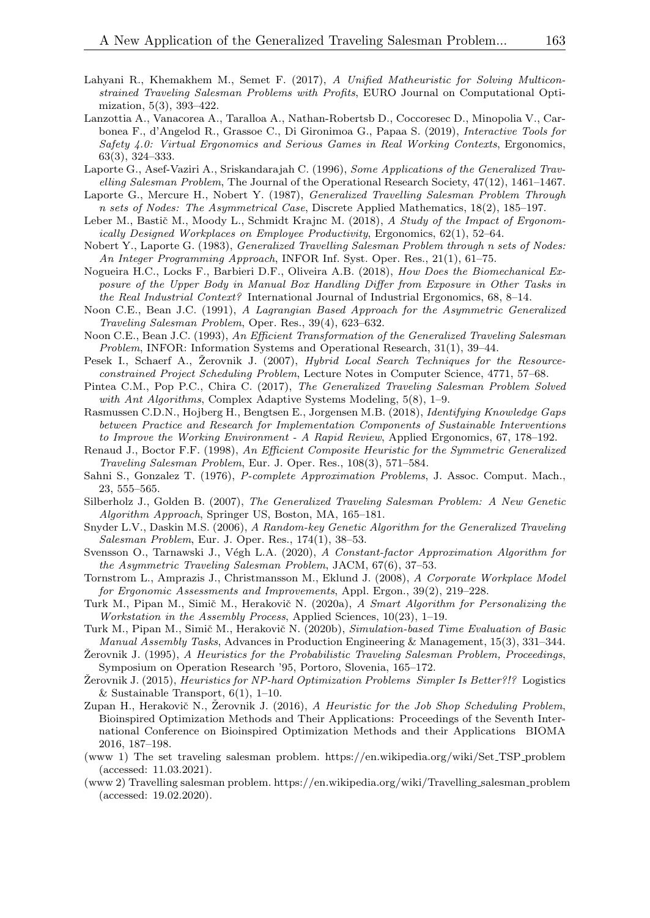Lahyani R., Khemakhem M., Semet F. (2017), *A Unified Matheuristic for Solving Multiconstrained Traveling Salesman Problems with Profits*, EURO Journal on Computational Optimization, 5(3), 393–422.

Lanzottia A., Vanacorea A., Taralloa A., Nathan-Robertsb D., Coccoresec D., Minopolia V., Carbonea F., d'Angelod R., Grassoe C., Di Gironimoa G., Papaa S. (2019), *Interactive Tools for Safety 4.0: Virtual Ergonomics and Serious Games in Real Working Contexts*, Ergonomics, 63(3), 324–333.

Laporte G., Asef-Vaziri A., Sriskandarajah C. (1996), *Some Applications of the Generalized Travelling Salesman Problem*, The Journal of the Operational Research Society, 47(12), 1461–1467.

Laporte G., Mercure H., Nobert Y. (1987), *Generalized Travelling Salesman Problem Through n sets of Nodes: The Asymmetrical Case*, Discrete Applied Mathematics, 18(2), 185–197.

Leber M., Bastič M., Moody L., Schmidt Krajnc M. (2018), *A Study of the Impact of Ergonomically Designed Workplaces on Employee Productivity*, Ergonomics, 62(1), 52–64.

Nobert Y., Laporte G. (1983), *Generalized Travelling Salesman Problem through n sets of Nodes: An Integer Programming Approach*, INFOR Inf. Syst. Oper. Res., 21(1), 61–75.

Nogueira H.C., Locks F., Barbieri D.F., Oliveira A.B. (2018), *How Does the Biomechanical Exposure of the Upper Body in Manual Box Handling Differ from Exposure in Other Tasks in the Real Industrial Context?* International Journal of Industrial Ergonomics, 68, 8–14.

Noon C.E., Bean J.C. (1991), *A Lagrangian Based Approach for the Asymmetric Generalized Traveling Salesman Problem*, Oper. Res., 39(4), 623–632.

Noon C.E., Bean J.C. (1993), *An Efficient Transformation of the Generalized Traveling Salesman Problem*, INFOR: Information Systems and Operational Research, 31(1), 39–44.

Pesek I., Schaerf A., Žerovnik J. (2007), *Hybrid Local Search Techniques for the Resource-constrained Project Scheduling Problem*, Lecture Notes in Computer Science, 4771, 57–68.

Pintea C.M., Pop P.C., Chira C. (2017), *The Generalized Traveling Salesman Problem Solved with Ant Algorithms*, Complex Adaptive Systems Modeling, 5(8), 1–9.

Rasmussen C.D.N., Hojberg H., Bengtsen E., Jorgensen M.B. (2018), *Identifying Knowledge Gaps between Practice and Research for Implementation Components of Sustainable Interventions to Improve the Working Environment - A Rapid Review*, Applied Ergonomics, 67, 178–192.

Renaud J., Boctor F.F. (1998), *An Efficient Composite Heuristic for the Symmetric Generalized Traveling Salesman Problem*, Eur. J. Oper. Res., 108(3), 571–584.

Sahni S., Gonzalez T. (1976), *P-complete Approximation Problems*, J. Assoc. Comput. Mach., 23, 555–565.

Silberholz J., Golden B. (2007), *The Generalized Traveling Salesman Problem: A New Genetic Algorithm Approach*, Springer US, Boston, MA, 165–181.

Snyder L.V., Daskin M.S. (2006), *A Random-key Genetic Algorithm for the Generalized Traveling Salesman Problem*, Eur. J. Oper. Res., 174(1), 38–53.

Svensson O., Tarnawski J., Végh L.A. (2020), *A Constant-factor Approximation Algorithm for the Asymmetric Traveling Salesman Problem*, JACM, 67(6), 37–53.

Tornstrom L., Amprazis J., Christmansson M., Eklund J. (2008), *A Corporate Workplace Model for Ergonomic Assessments and Improvements*, Appl. Ergon., 39(2), 219–228.

Turk M., Pipan M., Simič M., Herakovič N. (2020a), *A Smart Algorithm for Personalizing the Workstation in the Assembly Process*, Applied Sciences, 10(23), 1–19.

Turk M., Pipan M., Simič M., Herakovič N. (2020b), *Simulation-based Time Evaluation of Basic Manual Assembly Tasks*, Advances in Production Engineering & Management, 15(3), 331–344.

Žerovnik J. (1995), *A Heuristics for the Probabilistic Traveling Salesman Problem, Proceedings*, Symposium on Operation Research '95, Portoro, Slovenia, 165–172.

Žerovnik J. (2015), *Heuristics for NP-hard Optimization Problems Simpler Is Better?!?* Logistics & Sustainable Transport, 6(1), 1–10.

Zupan H., Herakovič N., Žerovnik J. (2016), *A Heuristic for the Job Shop Scheduling Problem*, Bioinspired Optimization Methods and Their Applications: Proceedings of the Seventh International Conference on Bioinspired Optimization Methods and their Applications BIOMA 2016, 187–198.

(www 1) The set traveling salesman problem. https://en.wikipedia.org/wiki/Set_TSP_problem (accessed: 11.03.2021).

(www 2) Travelling salesman problem. https://en.wikipedia.org/wiki/Travelling_salesman_problem (accessed: 19.02.2020).